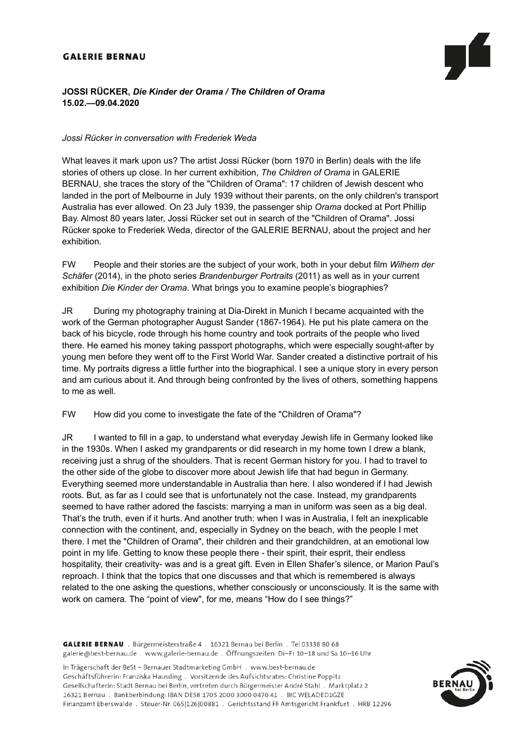**JOSSI RÜCKER,** ***Die Kinder der Orama / The Children of Orama***
**15.02.—09.04.2020**

*Jossi Rücker in conversation with Frederiek Weda*

What leaves it mark upon us? The artist Jossi Rücker (born 1970 in Berlin) deals with the life stories of others up close. In her current exhibition, *The Children of Orama* in GALERIE BERNAU, she traces the story of the "Children of Orama": 17 children of Jewish descent who landed in the port of Melbourne in July 1939 without their parents, on the only children's transport Australia has ever allowed. On 23 July 1939, the passenger ship *Orama* docked at Port Phillip Bay. Almost 80 years later, Jossi Rücker set out in search of the "Children of Orama". Jossi Rücker spoke to Frederiek Weda, director of the GALERIE BERNAU, about the project and her exhibition.

FW People and their stories are the subject of your work, both in your debut film *Wilhem der Schäfer* (2014), in the photo series *Brandenburger Portraits* (2011) as well as in your current exhibition *Die Kinder der Orama*. What brings you to examine people's biographies?

JR During my photography training at Dia-Direkt in Munich I became acquainted with the work of the German photographer August Sander (1867-1964). He put his plate camera on the back of his bicycle, rode through his home country and took portraits of the people who lived there. He earned his money taking passport photographs, which were especially sought-after by young men before they went off to the First World War. Sander created a distinctive portrait of his time. My portraits digress a little further into the biographical. I see a unique story in every person and am curious about it. And through being confronted by the lives of others, something happens to me as well.

FW How did you come to investigate the fate of the "Children of Orama"?

JR I wanted to fill in a gap, to understand what everyday Jewish life in Germany looked like in the 1930s. When I asked my grandparents or did research in my home town I drew a blank, receiving just a shrug of the shoulders. That is recent German history for you. I had to travel to the other side of the globe to discover more about Jewish life that had begun in Germany. Everything seemed more understandable in Australia than here. I also wondered if I had Jewish roots. But, as far as I could see that is unfortunately not the case. Instead, my grandparents seemed to have rather adored the fascists: marrying a man in uniform was seen as a big deal. That's the truth, even if it hurts. And another truth: when I was in Australia, I felt an inexplicable connection with the continent, and, especially in Sydney on the beach, with the people I met there. I met the "Children of Orama", their children and their grandchildren, at an emotional low point in my life. Getting to know these people there - their spirit, their esprit, their endless hospitality, their creativity- was and is a great gift. Even in Ellen Shafer's silence, or Marion Paul's reproach. I think that the topics that one discusses and that which is remembered is always related to the one asking the questions, whether consciously or unconsciously. It is the same with work on camera. The "point of view", for me, means "How do I see things?"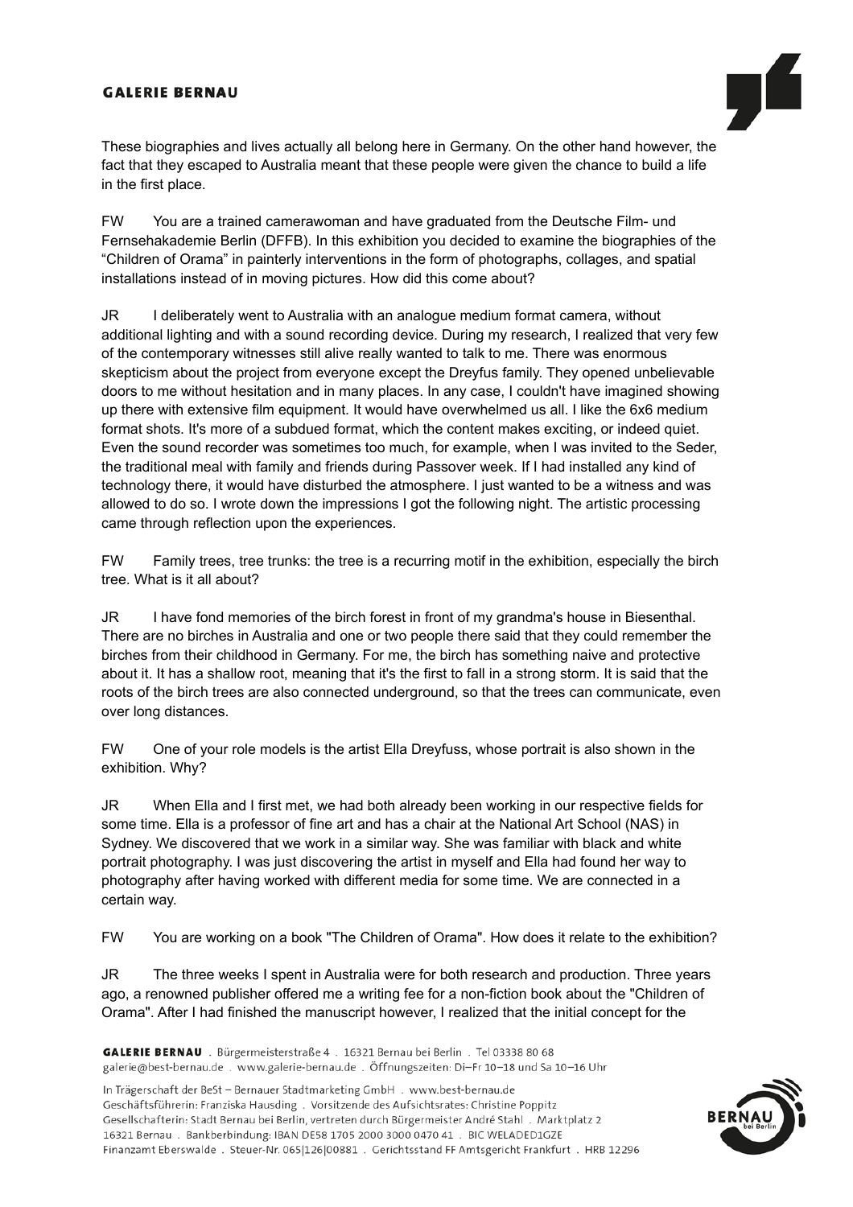These biographies and lives actually all belong here in Germany. On the other hand however, the fact that they escaped to Australia meant that these people were given the chance to build a life in the first place.

FW You are a trained camerawoman and have graduated from the Deutsche Film- und Fernsehakademie Berlin (DFFB). In this exhibition you decided to examine the biographies of the "Children of Orama" in painterly interventions in the form of photographs, collages, and spatial installations instead of in moving pictures. How did this come about?

JR I deliberately went to Australia with an analogue medium format camera, without additional lighting and with a sound recording device. During my research, I realized that very few of the contemporary witnesses still alive really wanted to talk to me. There was enormous skepticism about the project from everyone except the Dreyfus family. They opened unbelievable doors to me without hesitation and in many places. In any case, I couldn't have imagined showing up there with extensive film equipment. It would have overwhelmed us all. I like the 6x6 medium format shots. It's more of a subdued format, which the content makes exciting, or indeed quiet. Even the sound recorder was sometimes too much, for example, when I was invited to the Seder, the traditional meal with family and friends during Passover week. If I had installed any kind of technology there, it would have disturbed the atmosphere. I just wanted to be a witness and was allowed to do so. I wrote down the impressions I got the following night. The artistic processing came through reflection upon the experiences.

FW Family trees, tree trunks: the tree is a recurring motif in the exhibition, especially the birch tree. What is it all about?

JR I have fond memories of the birch forest in front of my grandma's house in Biesenthal. There are no birches in Australia and one or two people there said that they could remember the birches from their childhood in Germany. For me, the birch has something naive and protective about it. It has a shallow root, meaning that it's the first to fall in a strong storm. It is said that the roots of the birch trees are also connected underground, so that the trees can communicate, even over long distances.

FW One of your role models is the artist Ella Dreyfuss, whose portrait is also shown in the exhibition. Why?

JR When Ella and I first met, we had both already been working in our respective fields for some time. Ella is a professor of fine art and has a chair at the National Art School (NAS) in Sydney. We discovered that we work in a similar way. She was familiar with black and white portrait photography. I was just discovering the artist in myself and Ella had found her way to photography after having worked with different media for some time. We are connected in a certain way.

FW You are working on a book "The Children of Orama". How does it relate to the exhibition?

JR The three weeks I spent in Australia were for both research and production. Three years ago, a renowned publisher offered me a writing fee for a non-fiction book about the "Children of Orama". After I had finished the manuscript however, I realized that the initial concept for the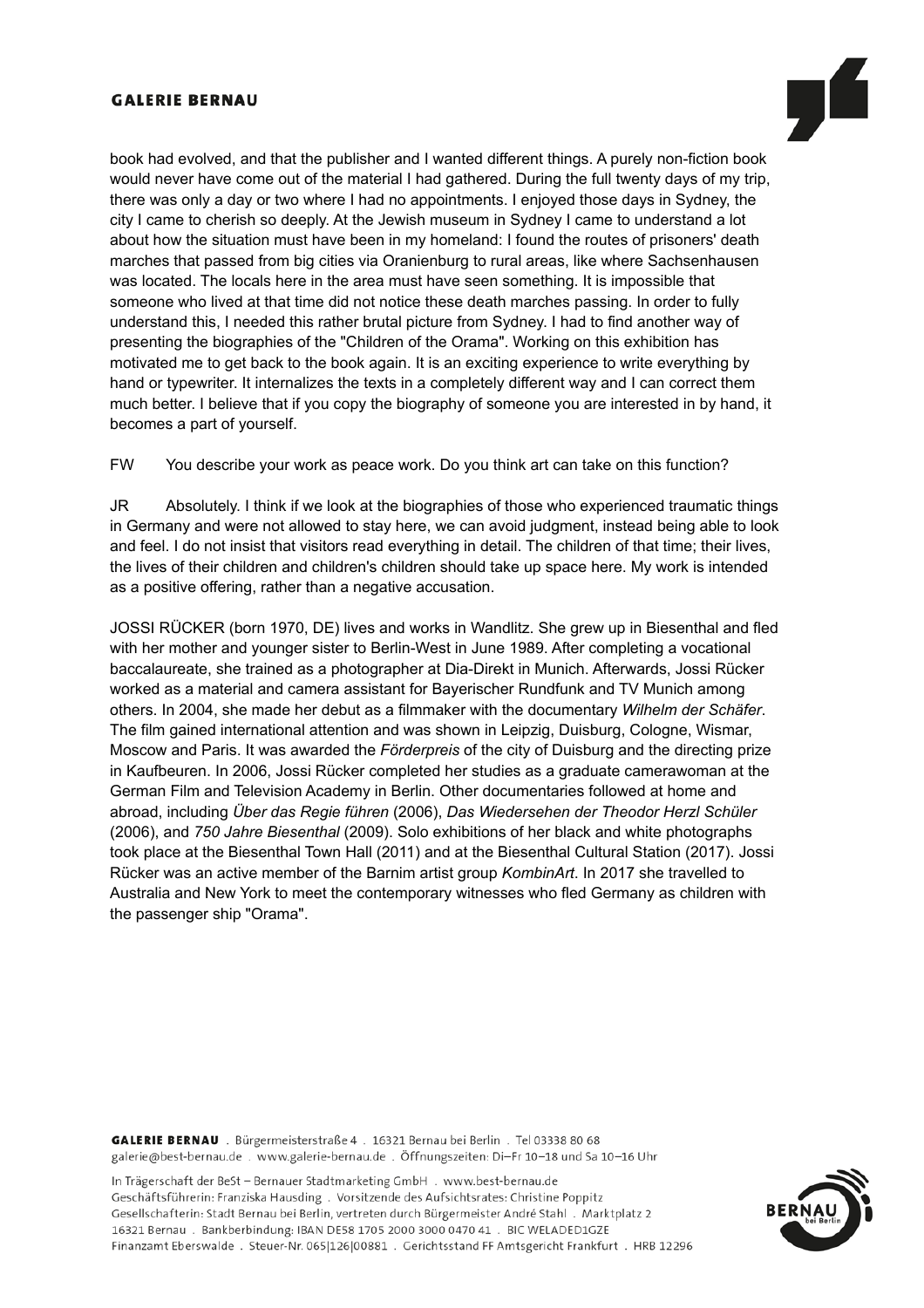book had evolved, and that the publisher and I wanted different things. A purely non-fiction book would never have come out of the material I had gathered. During the full twenty days of my trip, there was only a day or two where I had no appointments. I enjoyed those days in Sydney, the city I came to cherish so deeply. At the Jewish museum in Sydney I came to understand a lot about how the situation must have been in my homeland: I found the routes of prisoners' death marches that passed from big cities via Oranienburg to rural areas, like where Sachsenhausen was located. The locals here in the area must have seen something. It is impossible that someone who lived at that time did not notice these death marches passing. In order to fully understand this, I needed this rather brutal picture from Sydney. I had to find another way of presenting the biographies of the "Children of the Orama". Working on this exhibition has motivated me to get back to the book again. It is an exciting experience to write everything by hand or typewriter. It internalizes the texts in a completely different way and I can correct them much better. I believe that if you copy the biography of someone you are interested in by hand, it becomes a part of yourself.

FW You describe your work as peace work. Do you think art can take on this function?

JR Absolutely. I think if we look at the biographies of those who experienced traumatic things in Germany and were not allowed to stay here, we can avoid judgment, instead being able to look and feel. I do not insist that visitors read everything in detail. The children of that time; their lives, the lives of their children and children's children should take up space here. My work is intended as a positive offering, rather than a negative accusation.

JOSSI RÜCKER (born 1970, DE) lives and works in Wandlitz. She grew up in Biesenthal and fled with her mother and younger sister to Berlin-West in June 1989. After completing a vocational baccalaureate, she trained as a photographer at Dia-Direkt in Munich. Afterwards, Jossi Rücker worked as a material and camera assistant for Bayerischer Rundfunk and TV Munich among others. In 2004, she made her debut as a filmmaker with the documentary *Wilhelm der Schäfer*. The film gained international attention and was shown in Leipzig, Duisburg, Cologne, Wismar, Moscow and Paris. It was awarded the *Förderpreis* of the city of Duisburg and the directing prize in Kaufbeuren. In 2006, Jossi Rücker completed her studies as a graduate camerawoman at the German Film and Television Academy in Berlin. Other documentaries followed at home and abroad, including *Über das Regie führen* (2006), *Das Wiedersehen der Theodor Herzl Schüler* (2006), and *750 Jahre Biesenthal* (2009). Solo exhibitions of her black and white photographs took place at the Biesenthal Town Hall (2011) and at the Biesenthal Cultural Station (2017). Jossi Rücker was an active member of the Barnim artist group *KombinArt*. In 2017 she travelled to Australia and New York to meet the contemporary witnesses who fled Germany as children with the passenger ship "Orama".